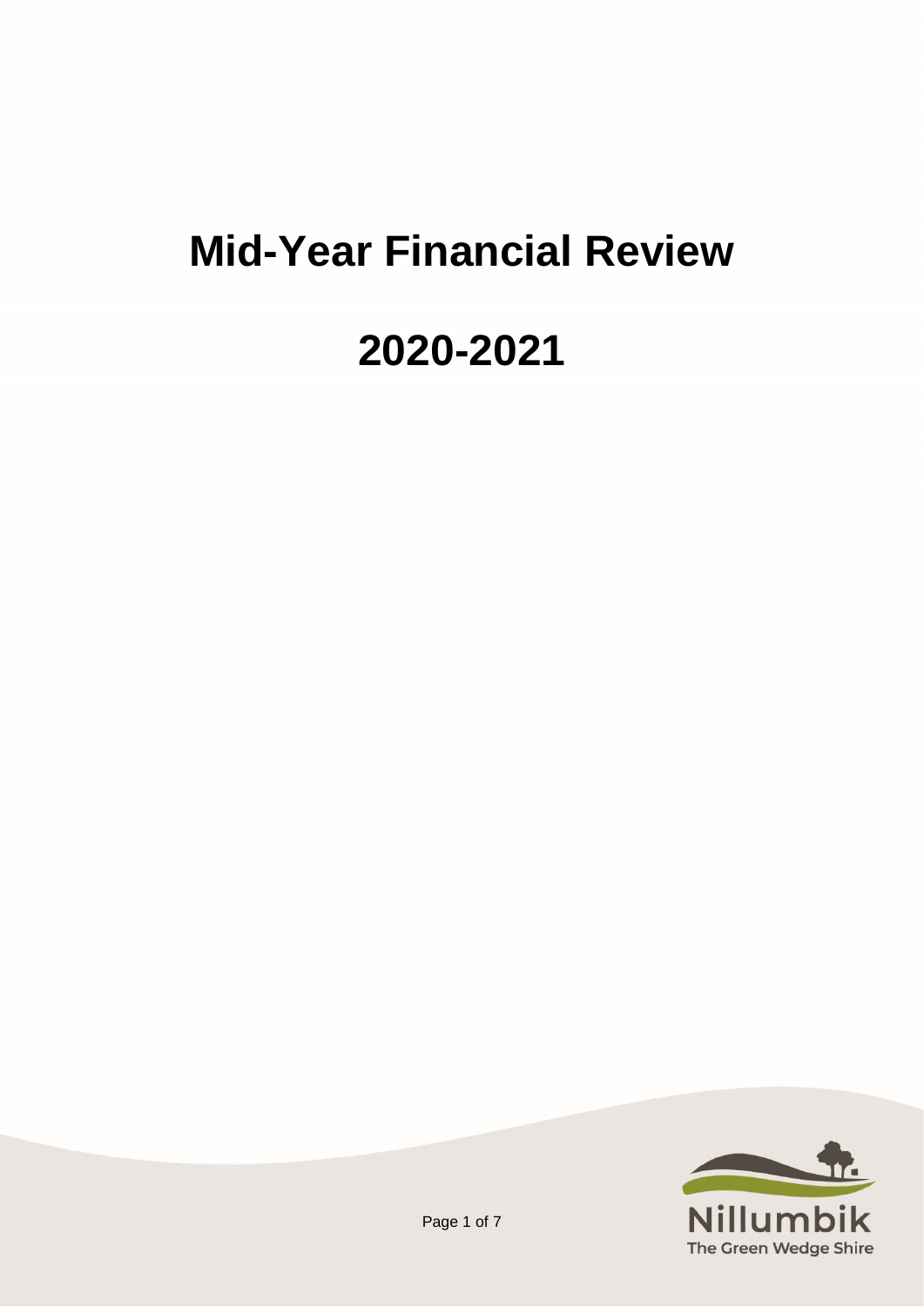# Mid-Year Financial Review

# 2020-2021

Nillumbik
The Green Wedge Shire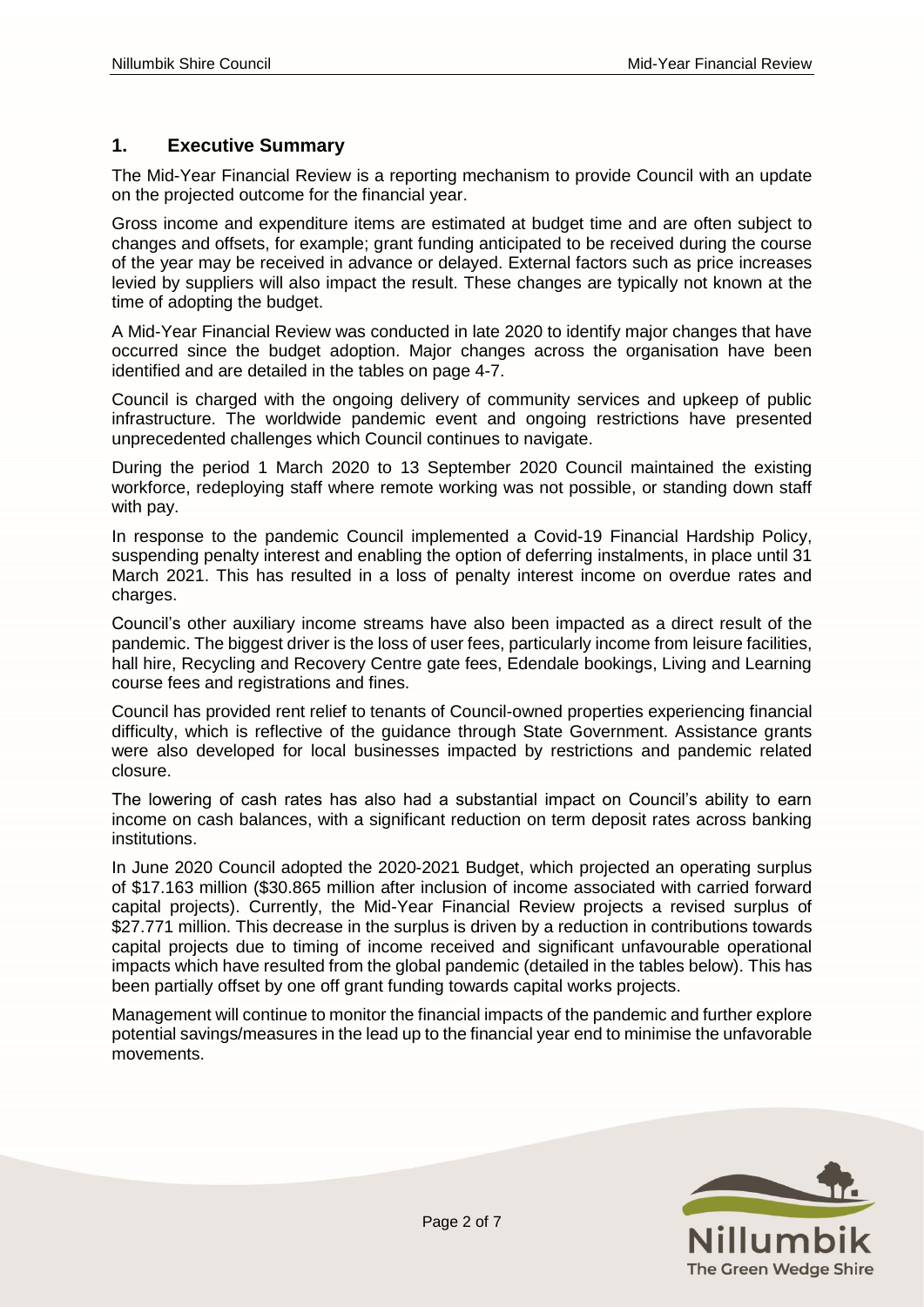## 1. Executive Summary

The Mid-Year Financial Review is a reporting mechanism to provide Council with an update on the projected outcome for the financial year.

Gross income and expenditure items are estimated at budget time and are often subject to changes and offsets, for example; grant funding anticipated to be received during the course of the year may be received in advance or delayed. External factors such as price increases levied by suppliers will also impact the result. These changes are typically not known at the time of adopting the budget.

A Mid-Year Financial Review was conducted in late 2020 to identify major changes that have occurred since the budget adoption. Major changes across the organisation have been identified and are detailed in the tables on page 4-7.

Council is charged with the ongoing delivery of community services and upkeep of public infrastructure. The worldwide pandemic event and ongoing restrictions have presented unprecedented challenges which Council continues to navigate.

During the period 1 March 2020 to 13 September 2020 Council maintained the existing workforce, redeploying staff where remote working was not possible, or standing down staff with pay.

In response to the pandemic Council implemented a Covid-19 Financial Hardship Policy, suspending penalty interest and enabling the option of deferring instalments, in place until 31 March 2021. This has resulted in a loss of penalty interest income on overdue rates and charges.

Council's other auxiliary income streams have also been impacted as a direct result of the pandemic. The biggest driver is the loss of user fees, particularly income from leisure facilities, hall hire, Recycling and Recovery Centre gate fees, Edendale bookings, Living and Learning course fees and registrations and fines.

Council has provided rent relief to tenants of Council-owned properties experiencing financial difficulty, which is reflective of the guidance through State Government. Assistance grants were also developed for local businesses impacted by restrictions and pandemic related closure.

The lowering of cash rates has also had a substantial impact on Council's ability to earn income on cash balances, with a significant reduction on term deposit rates across banking institutions.

In June 2020 Council adopted the 2020-2021 Budget, which projected an operating surplus of $17.163 million ($30.865 million after inclusion of income associated with carried forward capital projects). Currently, the Mid-Year Financial Review projects a revised surplus of $27.771 million. This decrease in the surplus is driven by a reduction in contributions towards capital projects due to timing of income received and significant unfavourable operational impacts which have resulted from the global pandemic (detailed in the tables below). This has been partially offset by one off grant funding towards capital works projects.

Management will continue to monitor the financial impacts of the pandemic and further explore potential savings/measures in the lead up to the financial year end to minimise the unfavorable movements.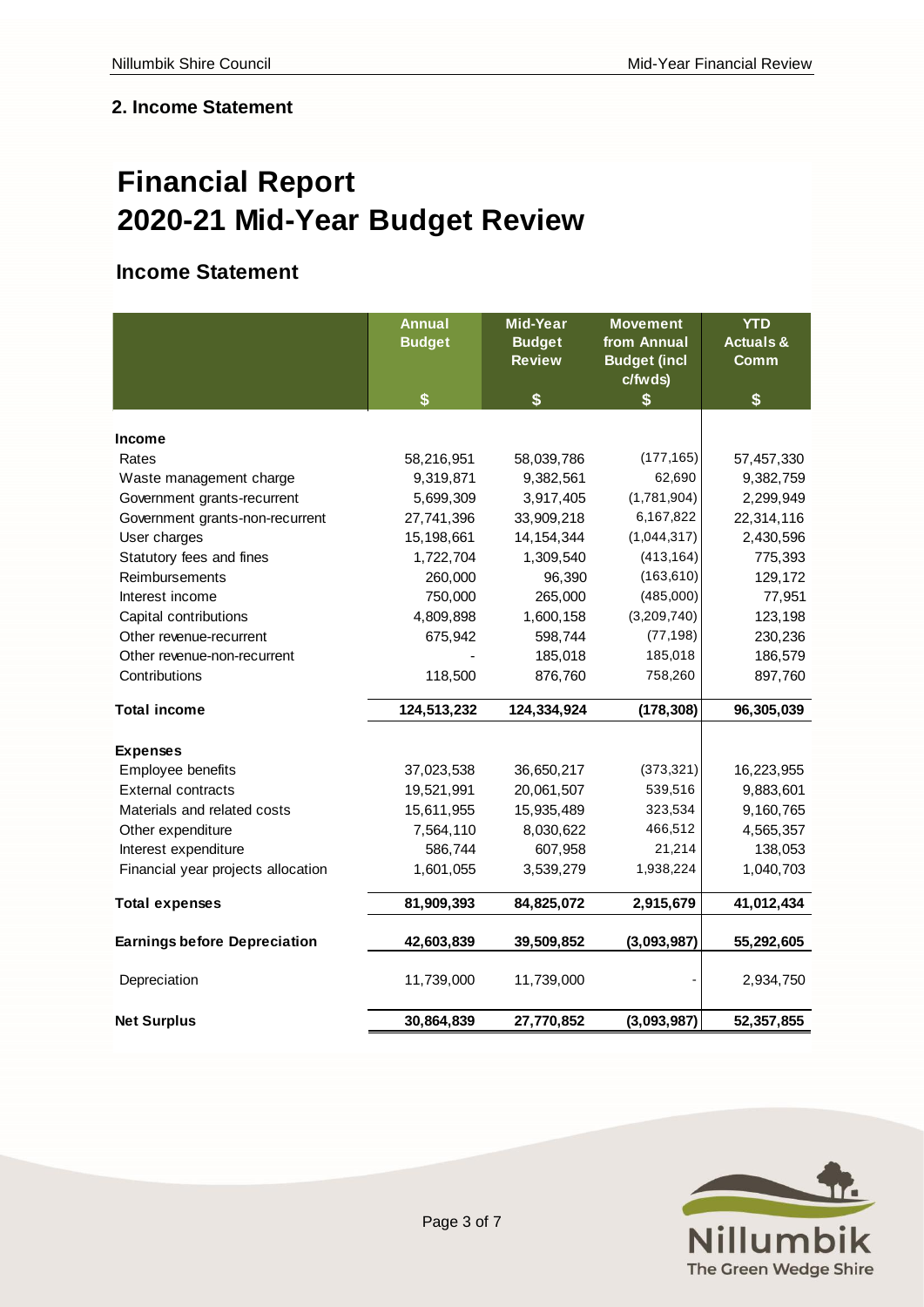## 2. Income Statement

# Financial Report 2020-21 Mid-Year Budget Review

## Income Statement

| | Annual Budget | Mid-Year Budget Review | Movement from Annual Budget (incl c/fwds) | YTD Actuals & Comm |
|---|---|---|---|---|
| | $ | $ | $ | $ |
| **Income** | | | | |
| Rates | 58,216,951 | 58,039,786 | (177,165) | 57,457,330 |
| Waste management charge | 9,319,871 | 9,382,561 | 62,690 | 9,382,759 |
| Government grants-recurrent | 5,699,309 | 3,917,405 | (1,781,904) | 2,299,949 |
| Government grants-non-recurrent | 27,741,396 | 33,909,218 | 6,167,822 | 22,314,116 |
| User charges | 15,198,661 | 14,154,344 | (1,044,317) | 2,430,596 |
| Statutory fees and fines | 1,722,704 | 1,309,540 | (413,164) | 775,393 |
| Reimbursements | 260,000 | 96,390 | (163,610) | 129,172 |
| Interest income | 750,000 | 265,000 | (485,000) | 77,951 |
| Capital contributions | 4,809,898 | 1,600,158 | (3,209,740) | 123,198 |
| Other revenue-recurrent | 675,942 | 598,744 | (77,198) | 230,236 |
| Other revenue-non-recurrent | - | 185,018 | 185,018 | 186,579 |
| Contributions | 118,500 | 876,760 | 758,260 | 897,760 |
| **Total income** | **124,513,232** | **124,334,924** | **(178,308)** | **96,305,039** |
| **Expenses** | | | | |
| Employee benefits | 37,023,538 | 36,650,217 | (373,321) | 16,223,955 |
| External contracts | 19,521,991 | 20,061,507 | 539,516 | 9,883,601 |
| Materials and related costs | 15,611,955 | 15,935,489 | 323,534 | 9,160,765 |
| Other expenditure | 7,564,110 | 8,030,622 | 466,512 | 4,565,357 |
| Interest expenditure | 586,744 | 607,958 | 21,214 | 138,053 |
| Financial year projects allocation | 1,601,055 | 3,539,279 | 1,938,224 | 1,040,703 |
| **Total expenses** | **81,909,393** | **84,825,072** | **2,915,679** | **41,012,434** |
| **Earnings before Depreciation** | **42,603,839** | **39,509,852** | **(3,093,987)** | **55,292,605** |
| Depreciation | 11,739,000 | 11,739,000 | - | 2,934,750 |
| **Net Surplus** | **30,864,839** | **27,770,852** | **(3,093,987)** | **52,357,855** |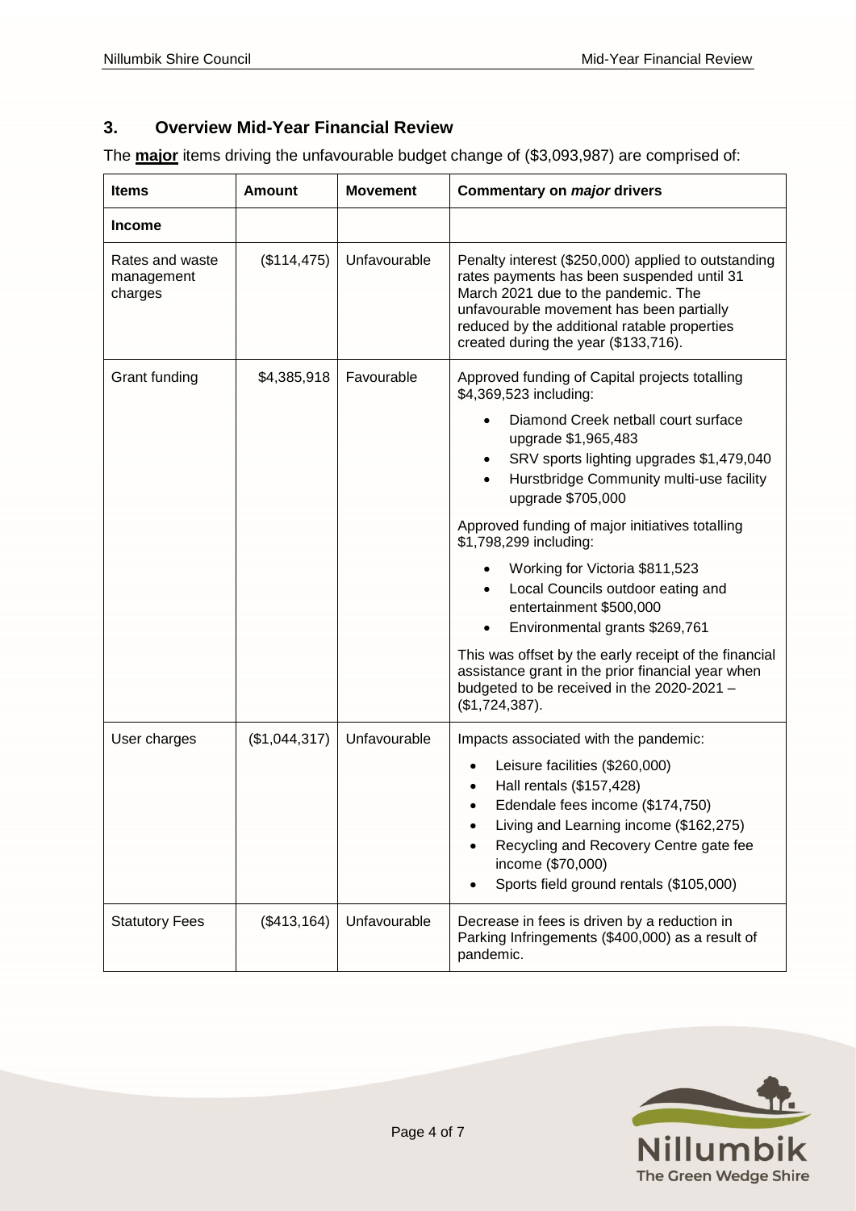## 3. Overview Mid-Year Financial Review

The **major** items driving the unfavourable budget change of ($3,093,987) are comprised of:

| Items | Amount | Movement | Commentary on *major* drivers |
|---|---|---|---|
| **Income** | | | |
| Rates and waste management charges | ($114,475) | Unfavourable | Penalty interest ($250,000) applied to outstanding rates payments has been suspended until 31 March 2021 due to the pandemic. The unfavourable movement has been partially reduced by the additional ratable properties created during the year ($133,716). |
| Grant funding | $4,385,918 | Favourable | Approved funding of Capital projects totalling $4,369,523 including:<br>• Diamond Creek netball court surface upgrade $1,965,483<br>• SRV sports lighting upgrades $1,479,040<br>• Hurstbridge Community multi-use facility upgrade $705,000<br><br>Approved funding of major initiatives totalling $1,798,299 including:<br>• Working for Victoria $811,523<br>• Local Councils outdoor eating and entertainment $500,000<br>• Environmental grants $269,761<br><br>This was offset by the early receipt of the financial assistance grant in the prior financial year when budgeted to be received in the 2020-2021 – ($1,724,387). |
| User charges | ($1,044,317) | Unfavourable | Impacts associated with the pandemic:<br>• Leisure facilities ($260,000)<br>• Hall rentals ($157,428)<br>• Edendale fees income ($174,750)<br>• Living and Learning income ($162,275)<br>• Recycling and Recovery Centre gate fee income ($70,000)<br>• Sports field ground rentals ($105,000) |
| Statutory Fees | ($413,164) | Unfavourable | Decrease in fees is driven by a reduction in Parking Infringements ($400,000) as a result of pandemic. |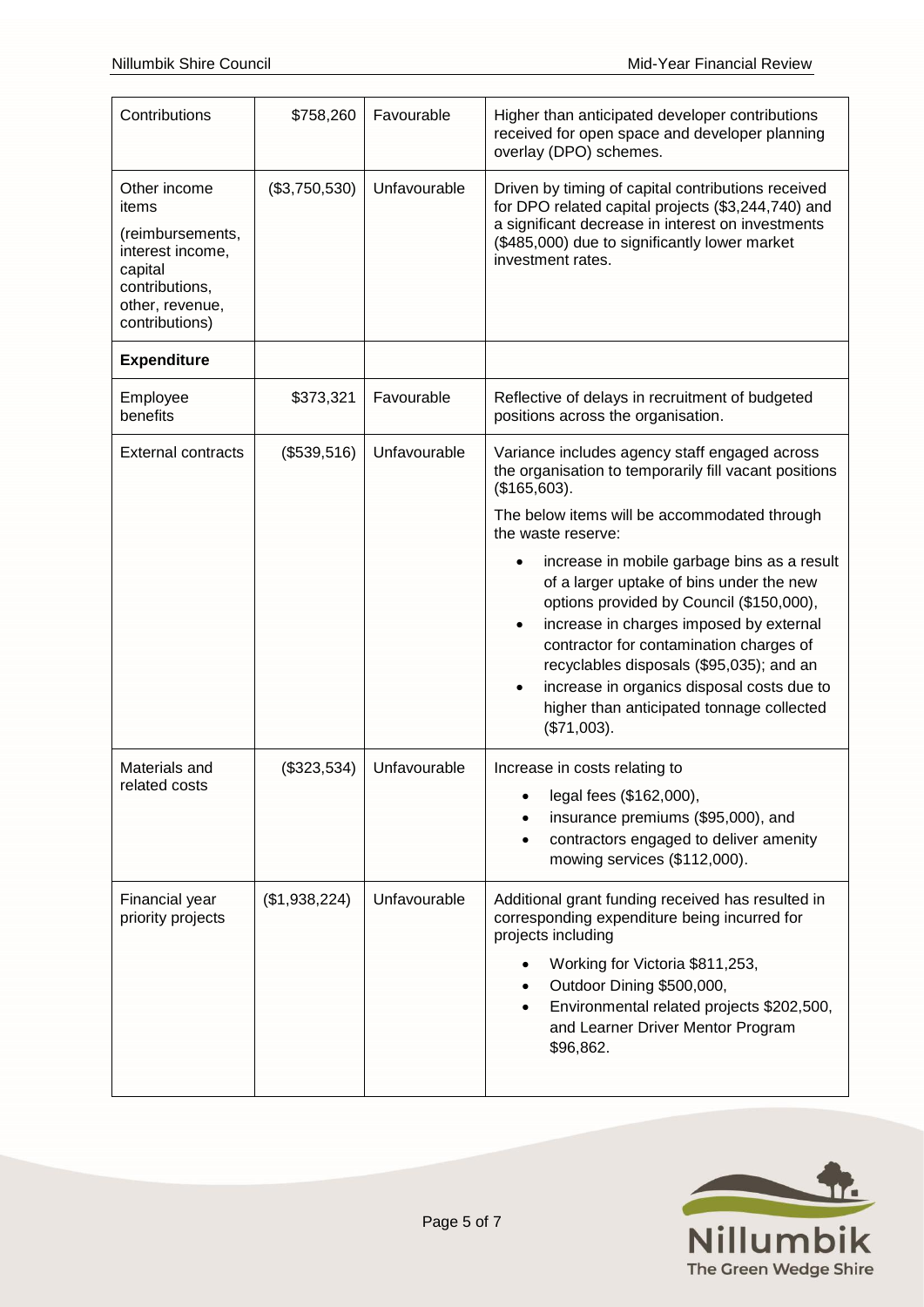| Contributions | \$758,260 | Favourable | Higher than anticipated developer contributions received for open space and developer planning overlay (DPO) schemes. |
|---|---|---|---|
| Other income items<br><br>(reimbursements, interest income, capital contributions, other, revenue, contributions) | (\$3,750,530) | Unfavourable | Driven by timing of capital contributions received for DPO related capital projects (\$3,244,740) and a significant decrease in interest on investments (\$485,000) due to significantly lower market investment rates. |
| **Expenditure** | | | |
| Employee benefits | \$373,321 | Favourable | Reflective of delays in recruitment of budgeted positions across the organisation. |
| External contracts | (\$539,516) | Unfavourable | Variance includes agency staff engaged across the organisation to temporarily fill vacant positions (\$165,603).<br><br>The below items will be accommodated through the waste reserve:<br><br>• increase in mobile garbage bins as a result of a larger uptake of bins under the new options provided by Council (\$150,000),<br>• increase in charges imposed by external contractor for contamination charges of recyclables disposals (\$95,035); and an<br>• increase in organics disposal costs due to higher than anticipated tonnage collected (\$71,003). |
| Materials and related costs | (\$323,534) | Unfavourable | Increase in costs relating to<br><br>• legal fees (\$162,000),<br>• insurance premiums (\$95,000), and<br>• contractors engaged to deliver amenity mowing services (\$112,000). |
| Financial year priority projects | (\$1,938,224) | Unfavourable | Additional grant funding received has resulted in corresponding expenditure being incurred for projects including<br><br>• Working for Victoria \$811,253,<br>• Outdoor Dining \$500,000,<br>• Environmental related projects \$202,500, and Learner Driver Mentor Program \$96,862. |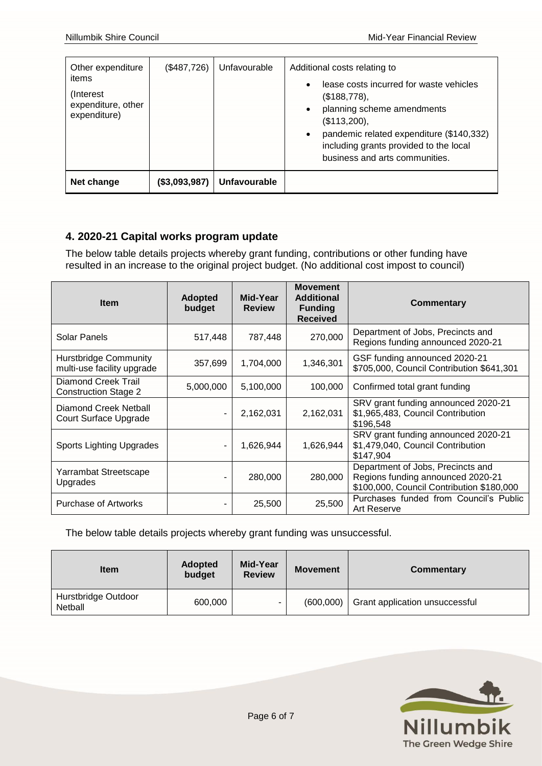| Other expenditure items (Interest expenditure, other expenditure) | ($487,726) | Unfavourable | Additional costs relating to<br>• lease costs incurred for waste vehicles ($188,778),<br>• planning scheme amendments ($113,200),<br>• pandemic related expenditure ($140,332) including grants provided to the local business and arts communities. |
|---|---|---|---|
| **Net change** | **($3,093,987)** | **Unfavourable** | |

## 4. 2020-21 Capital works program update

The below table details projects whereby grant funding, contributions or other funding have resulted in an increase to the original project budget. (No additional cost impost to council)

| Item | Adopted budget | Mid-Year Review | Movement Additional Funding Received | Commentary |
|---|---|---|---|---|
| Solar Panels | 517,448 | 787,448 | 270,000 | Department of Jobs, Precincts and Regions funding announced 2020-21 |
| Hurstbridge Community multi-use facility upgrade | 357,699 | 1,704,000 | 1,346,301 | GSF funding announced 2020-21 $705,000, Council Contribution $641,301 |
| Diamond Creek Trail Construction Stage 2 | 5,000,000 | 5,100,000 | 100,000 | Confirmed total grant funding |
| Diamond Creek Netball Court Surface Upgrade | - | 2,162,031 | 2,162,031 | SRV grant funding announced 2020-21 $1,965,483, Council Contribution $196,548 |
| Sports Lighting Upgrades | - | 1,626,944 | 1,626,944 | SRV grant funding announced 2020-21 $1,479,040, Council Contribution $147,904 |
| Yarrambat Streetscape Upgrades | - | 280,000 | 280,000 | Department of Jobs, Precincts and Regions funding announced 2020-21 $100,000, Council Contribution $180,000 |
| Purchase of Artworks | - | 25,500 | 25,500 | Purchases funded from Council's Public Art Reserve |

The below table details projects whereby grant funding was unsuccessful.

| Item | Adopted budget | Mid-Year Review | Movement | Commentary |
|---|---|---|---|---|
| Hurstbridge Outdoor Netball | 600,000 | - | (600,000) | Grant application unsuccessful |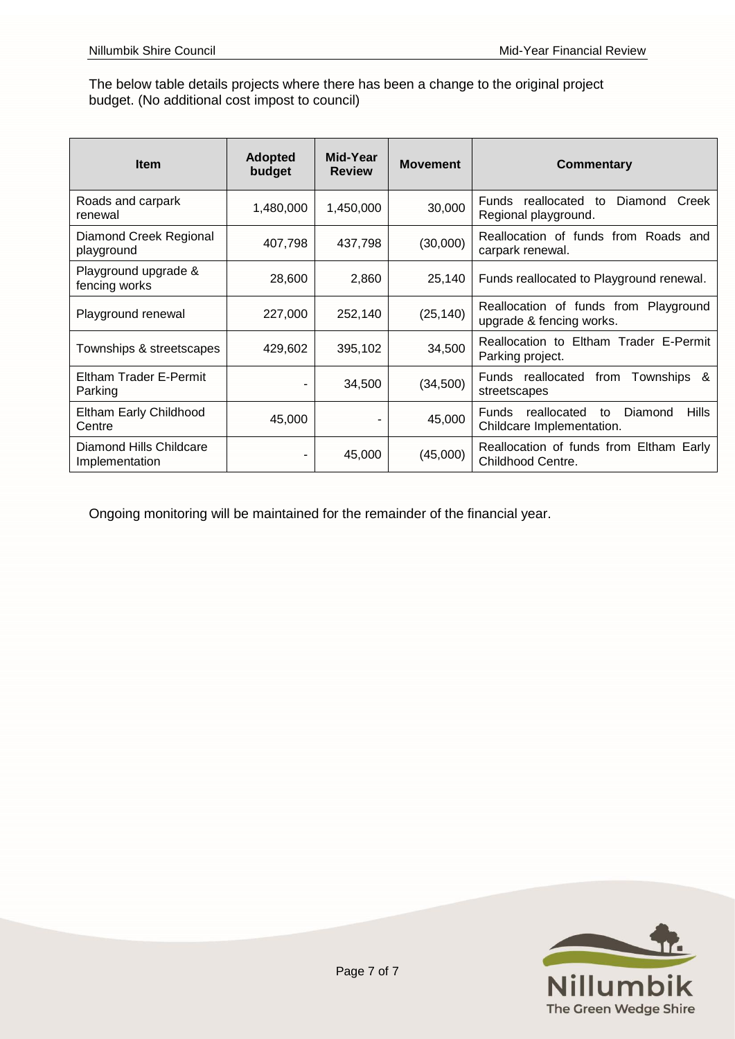The below table details projects where there has been a change to the original project budget. (No additional cost impost to council)

| Item | Adopted budget | Mid-Year Review | Movement | Commentary |
| --- | --- | --- | --- | --- |
| Roads and carpark renewal | 1,480,000 | 1,450,000 | 30,000 | Funds reallocated to Diamond Creek Regional playground. |
| Diamond Creek Regional playground | 407,798 | 437,798 | (30,000) | Reallocation of funds from Roads and carpark renewal. |
| Playground upgrade & fencing works | 28,600 | 2,860 | 25,140 | Funds reallocated to Playground renewal. |
| Playground renewal | 227,000 | 252,140 | (25,140) | Reallocation of funds from Playground upgrade & fencing works. |
| Townships & streetscapes | 429,602 | 395,102 | 34,500 | Reallocation to Eltham Trader E-Permit Parking project. |
| Eltham Trader E-Permit Parking | - | 34,500 | (34,500) | Funds reallocated from Townships & streetscapes |
| Eltham Early Childhood Centre | 45,000 | - | 45,000 | Funds reallocated to Diamond Hills Childcare Implementation. |
| Diamond Hills Childcare Implementation | - | 45,000 | (45,000) | Reallocation of funds from Eltham Early Childhood Centre. |

Ongoing monitoring will be maintained for the remainder of the financial year.